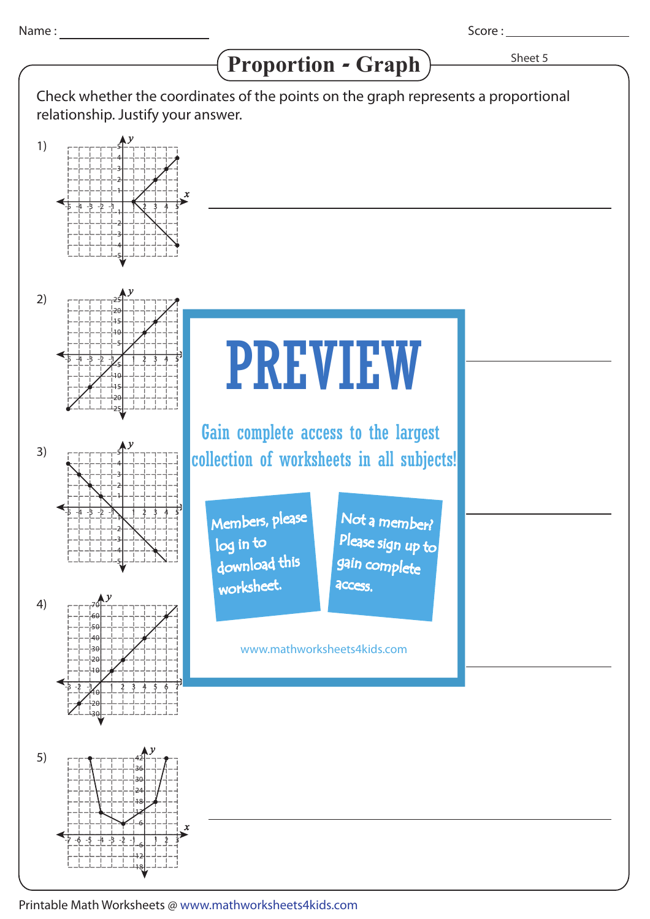Name :

Score :

# Proportion - Graph

Sheet 5

Check whether the coordinates of the points on the graph represents a proportional relationship. Justify your answer.

1)

2)

3)

4)

5)

PREVIEW

Gain complete access to the largest collection of worksheets in all subjects!

Members, please log in to download this worksheet.

Not a member? Please sign up to gain complete access.

www.mathworksheets4kids.com

Printable Math Worksheets @ www.mathworksheets4kids.com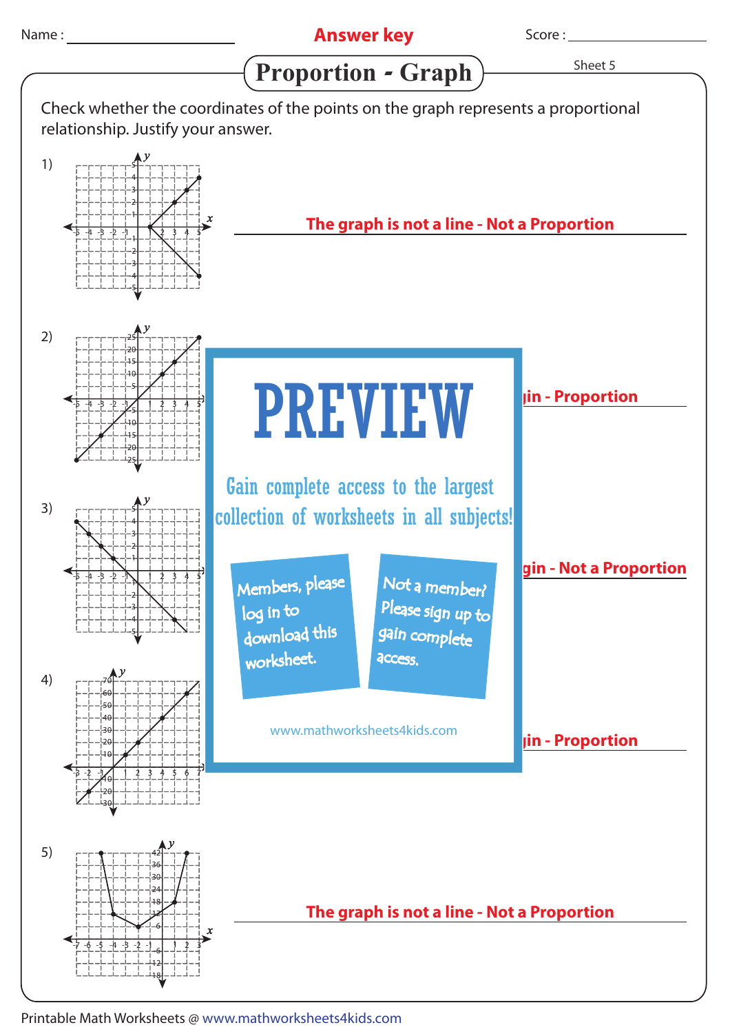Name : ____________ **Answer key** Score : ____________

# Proportion - Graph

Sheet 5

Check whether the coordinates of the points on the graph represents a proportional relationship. Justify your answer.

1) **The graph is not a line - Not a Proportion**

2) **...gin - Proportion**

3) **...gin - Not a Proportion**

4) **...gin - Proportion**

5) **The graph is not a line - Not a Proportion**

PREVIEW

Gain complete access to the largest collection of worksheets in all subjects!

Members, please log in to download this worksheet.

Not a member? Please sign up to gain complete access.

www.mathworksheets4kids.com

Printable Math Worksheets @ www.mathworksheets4kids.com